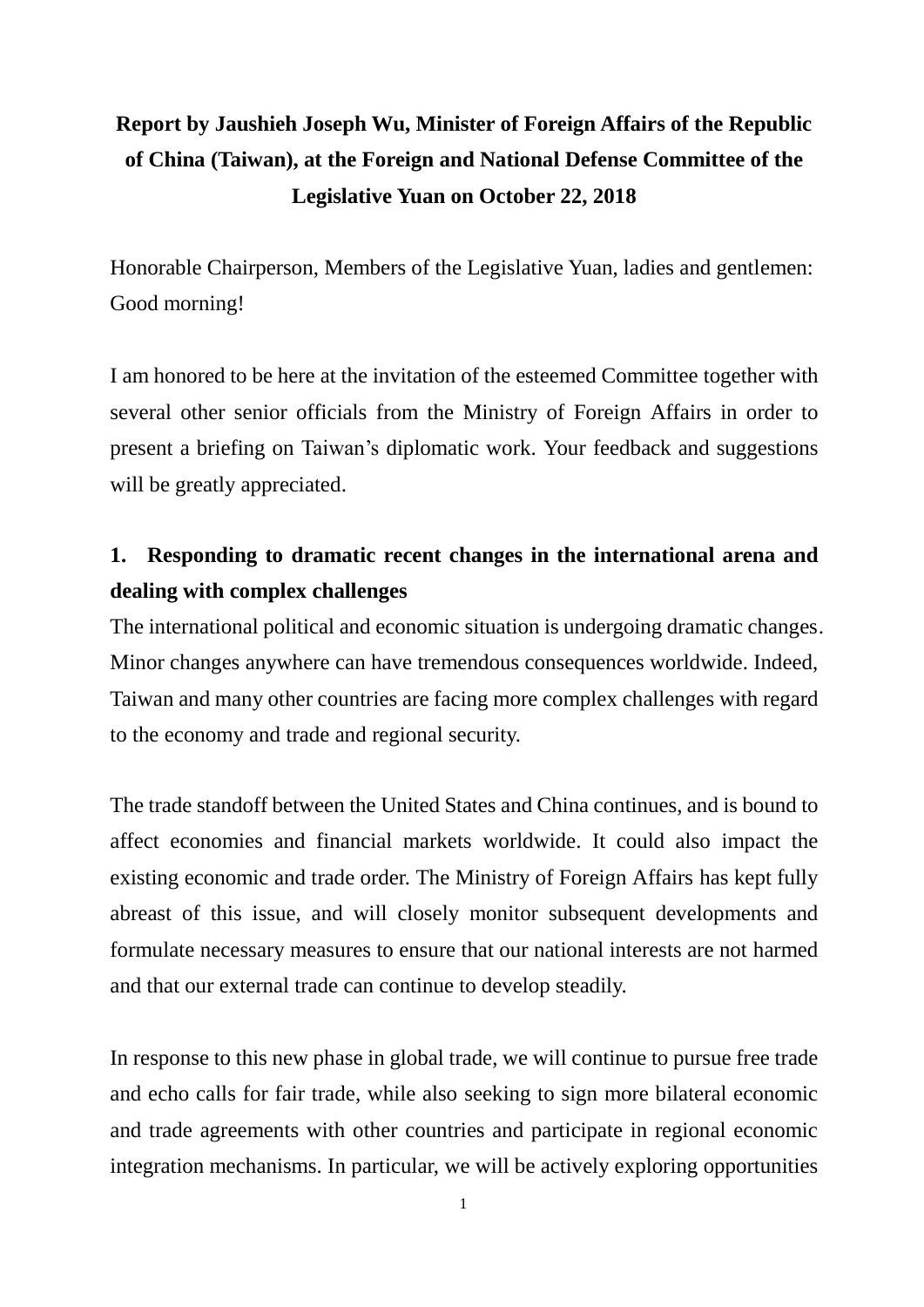**Report by Jaushieh Joseph Wu, Minister of Foreign Affairs of the Republic of China (Taiwan), at the Foreign and National Defense Committee of the Legislative Yuan on October 22, 2018**

Honorable Chairperson, Members of the Legislative Yuan, ladies and gentlemen: Good morning!

I am honored to be here at the invitation of the esteemed Committee together with several other senior officials from the Ministry of Foreign Affairs in order to present a briefing on Taiwan's diplomatic work. Your feedback and suggestions will be greatly appreciated.

## 1. Responding to dramatic recent changes in the international arena and dealing with complex challenges

The international political and economic situation is undergoing dramatic changes. Minor changes anywhere can have tremendous consequences worldwide. Indeed, Taiwan and many other countries are facing more complex challenges with regard to the economy and trade and regional security.

The trade standoff between the United States and China continues, and is bound to affect economies and financial markets worldwide. It could also impact the existing economic and trade order. The Ministry of Foreign Affairs has kept fully abreast of this issue, and will closely monitor subsequent developments and formulate necessary measures to ensure that our national interests are not harmed and that our external trade can continue to develop steadily.

In response to this new phase in global trade, we will continue to pursue free trade and echo calls for fair trade, while also seeking to sign more bilateral economic and trade agreements with other countries and participate in regional economic integration mechanisms. In particular, we will be actively exploring opportunities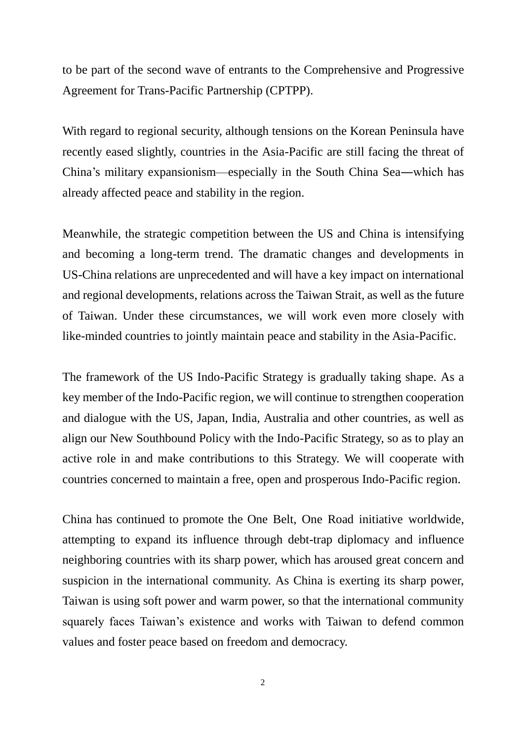to be part of the second wave of entrants to the Comprehensive and Progressive Agreement for Trans-Pacific Partnership (CPTPP).

With regard to regional security, although tensions on the Korean Peninsula have recently eased slightly, countries in the Asia-Pacific are still facing the threat of China's military expansionism—especially in the South China Sea—which has already affected peace and stability in the region.

Meanwhile, the strategic competition between the US and China is intensifying and becoming a long-term trend. The dramatic changes and developments in US-China relations are unprecedented and will have a key impact on international and regional developments, relations across the Taiwan Strait, as well as the future of Taiwan. Under these circumstances, we will work even more closely with like-minded countries to jointly maintain peace and stability in the Asia-Pacific.

The framework of the US Indo-Pacific Strategy is gradually taking shape. As a key member of the Indo-Pacific region, we will continue to strengthen cooperation and dialogue with the US, Japan, India, Australia and other countries, as well as align our New Southbound Policy with the Indo-Pacific Strategy, so as to play an active role in and make contributions to this Strategy. We will cooperate with countries concerned to maintain a free, open and prosperous Indo-Pacific region.

China has continued to promote the One Belt, One Road initiative worldwide, attempting to expand its influence through debt-trap diplomacy and influence neighboring countries with its sharp power, which has aroused great concern and suspicion in the international community. As China is exerting its sharp power, Taiwan is using soft power and warm power, so that the international community squarely faces Taiwan's existence and works with Taiwan to defend common values and foster peace based on freedom and democracy.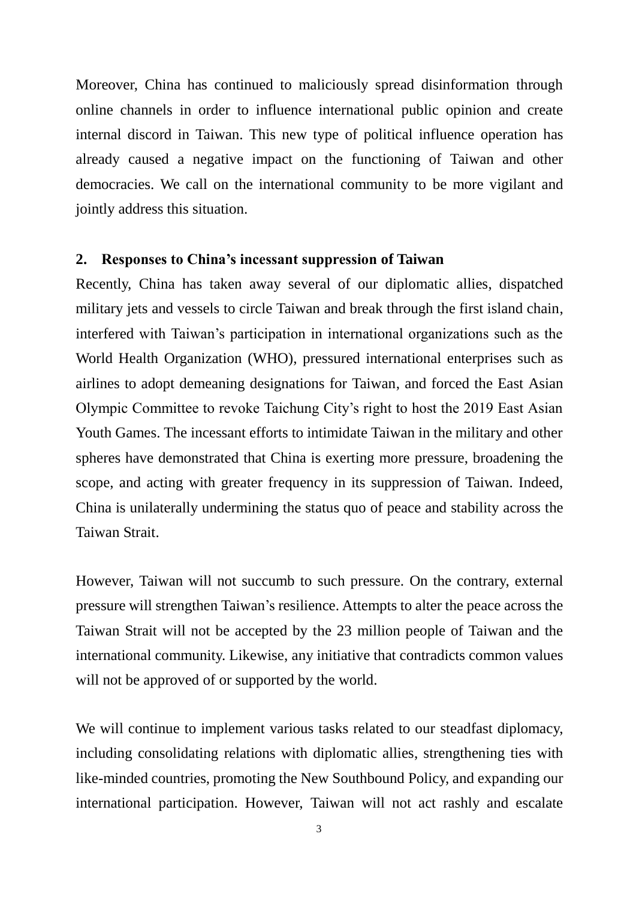Moreover, China has continued to maliciously spread disinformation through online channels in order to influence international public opinion and create internal discord in Taiwan. This new type of political influence operation has already caused a negative impact on the functioning of Taiwan and other democracies. We call on the international community to be more vigilant and jointly address this situation.

## 2. Responses to China's incessant suppression of Taiwan

Recently, China has taken away several of our diplomatic allies, dispatched military jets and vessels to circle Taiwan and break through the first island chain, interfered with Taiwan's participation in international organizations such as the World Health Organization (WHO), pressured international enterprises such as airlines to adopt demeaning designations for Taiwan, and forced the East Asian Olympic Committee to revoke Taichung City's right to host the 2019 East Asian Youth Games. The incessant efforts to intimidate Taiwan in the military and other spheres have demonstrated that China is exerting more pressure, broadening the scope, and acting with greater frequency in its suppression of Taiwan. Indeed, China is unilaterally undermining the status quo of peace and stability across the Taiwan Strait.

However, Taiwan will not succumb to such pressure. On the contrary, external pressure will strengthen Taiwan's resilience. Attempts to alter the peace across the Taiwan Strait will not be accepted by the 23 million people of Taiwan and the international community. Likewise, any initiative that contradicts common values will not be approved of or supported by the world.

We will continue to implement various tasks related to our steadfast diplomacy, including consolidating relations with diplomatic allies, strengthening ties with like-minded countries, promoting the New Southbound Policy, and expanding our international participation. However, Taiwan will not act rashly and escalate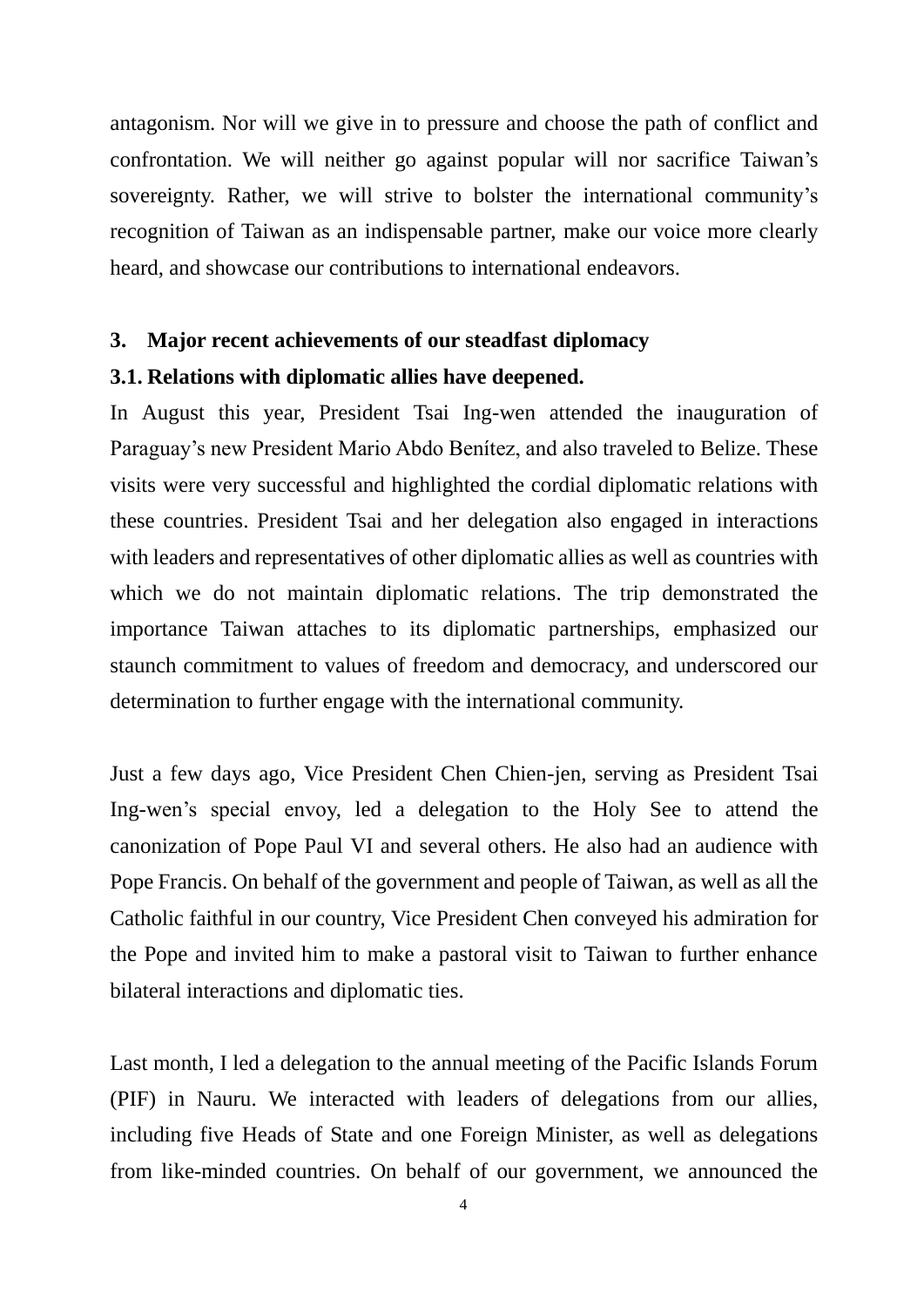antagonism. Nor will we give in to pressure and choose the path of conflict and confrontation. We will neither go against popular will nor sacrifice Taiwan's sovereignty. Rather, we will strive to bolster the international community's recognition of Taiwan as an indispensable partner, make our voice more clearly heard, and showcase our contributions to international endeavors.

## 3. Major recent achievements of our steadfast diplomacy

### 3.1. Relations with diplomatic allies have deepened.

In August this year, President Tsai Ing-wen attended the inauguration of Paraguay's new President Mario Abdo Benítez, and also traveled to Belize. These visits were very successful and highlighted the cordial diplomatic relations with these countries. President Tsai and her delegation also engaged in interactions with leaders and representatives of other diplomatic allies as well as countries with which we do not maintain diplomatic relations. The trip demonstrated the importance Taiwan attaches to its diplomatic partnerships, emphasized our staunch commitment to values of freedom and democracy, and underscored our determination to further engage with the international community.

Just a few days ago, Vice President Chen Chien-jen, serving as President Tsai Ing-wen's special envoy, led a delegation to the Holy See to attend the canonization of Pope Paul VI and several others. He also had an audience with Pope Francis. On behalf of the government and people of Taiwan, as well as all the Catholic faithful in our country, Vice President Chen conveyed his admiration for the Pope and invited him to make a pastoral visit to Taiwan to further enhance bilateral interactions and diplomatic ties.

Last month, I led a delegation to the annual meeting of the Pacific Islands Forum (PIF) in Nauru. We interacted with leaders of delegations from our allies, including five Heads of State and one Foreign Minister, as well as delegations from like-minded countries. On behalf of our government, we announced the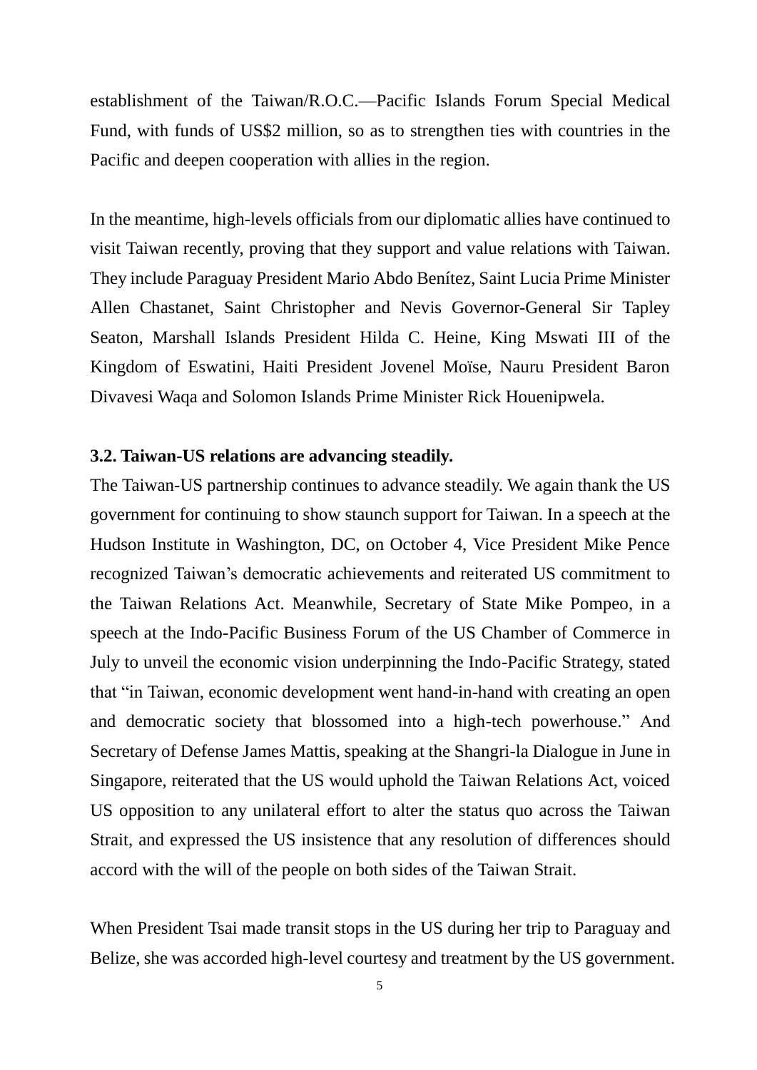establishment of the Taiwan/R.O.C.—Pacific Islands Forum Special Medical Fund, with funds of US$2 million, so as to strengthen ties with countries in the Pacific and deepen cooperation with allies in the region.

In the meantime, high-levels officials from our diplomatic allies have continued to visit Taiwan recently, proving that they support and value relations with Taiwan. They include Paraguay President Mario Abdo Benítez, Saint Lucia Prime Minister Allen Chastanet, Saint Christopher and Nevis Governor-General Sir Tapley Seaton, Marshall Islands President Hilda C. Heine, King Mswati III of the Kingdom of Eswatini, Haiti President Jovenel Moïse, Nauru President Baron Divavesi Waqa and Solomon Islands Prime Minister Rick Houenipwela.

**3.2. Taiwan-US relations are advancing steadily.**

The Taiwan-US partnership continues to advance steadily. We again thank the US government for continuing to show staunch support for Taiwan. In a speech at the Hudson Institute in Washington, DC, on October 4, Vice President Mike Pence recognized Taiwan's democratic achievements and reiterated US commitment to the Taiwan Relations Act. Meanwhile, Secretary of State Mike Pompeo, in a speech at the Indo-Pacific Business Forum of the US Chamber of Commerce in July to unveil the economic vision underpinning the Indo-Pacific Strategy, stated that "in Taiwan, economic development went hand-in-hand with creating an open and democratic society that blossomed into a high-tech powerhouse." And Secretary of Defense James Mattis, speaking at the Shangri-la Dialogue in June in Singapore, reiterated that the US would uphold the Taiwan Relations Act, voiced US opposition to any unilateral effort to alter the status quo across the Taiwan Strait, and expressed the US insistence that any resolution of differences should accord with the will of the people on both sides of the Taiwan Strait.

When President Tsai made transit stops in the US during her trip to Paraguay and Belize, she was accorded high-level courtesy and treatment by the US government.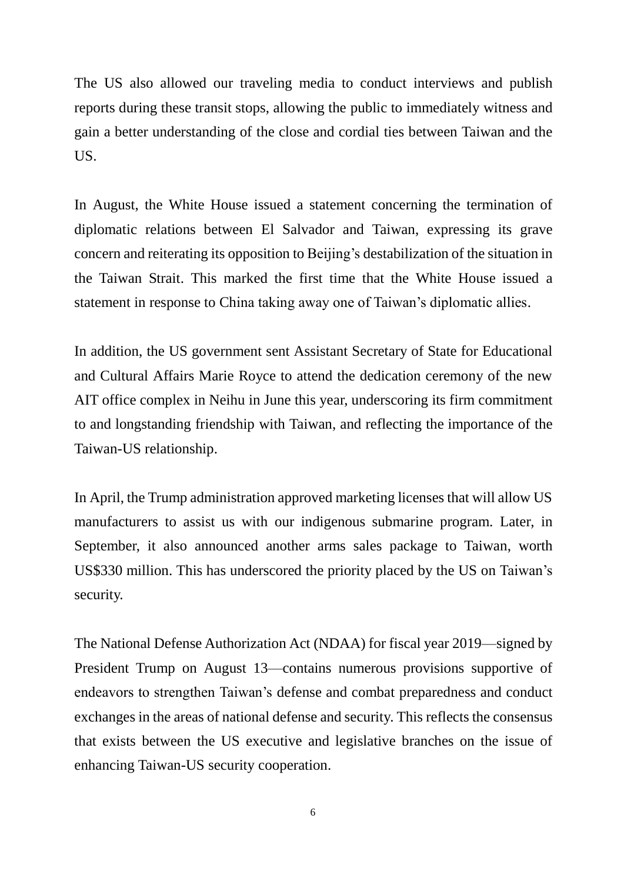The US also allowed our traveling media to conduct interviews and publish reports during these transit stops, allowing the public to immediately witness and gain a better understanding of the close and cordial ties between Taiwan and the US.

In August, the White House issued a statement concerning the termination of diplomatic relations between El Salvador and Taiwan, expressing its grave concern and reiterating its opposition to Beijing's destabilization of the situation in the Taiwan Strait. This marked the first time that the White House issued a statement in response to China taking away one of Taiwan's diplomatic allies.

In addition, the US government sent Assistant Secretary of State for Educational and Cultural Affairs Marie Royce to attend the dedication ceremony of the new AIT office complex in Neihu in June this year, underscoring its firm commitment to and longstanding friendship with Taiwan, and reflecting the importance of the Taiwan-US relationship.

In April, the Trump administration approved marketing licenses that will allow US manufacturers to assist us with our indigenous submarine program. Later, in September, it also announced another arms sales package to Taiwan, worth US$330 million. This has underscored the priority placed by the US on Taiwan's security.

The National Defense Authorization Act (NDAA) for fiscal year 2019—signed by President Trump on August 13—contains numerous provisions supportive of endeavors to strengthen Taiwan's defense and combat preparedness and conduct exchanges in the areas of national defense and security. This reflects the consensus that exists between the US executive and legislative branches on the issue of enhancing Taiwan-US security cooperation.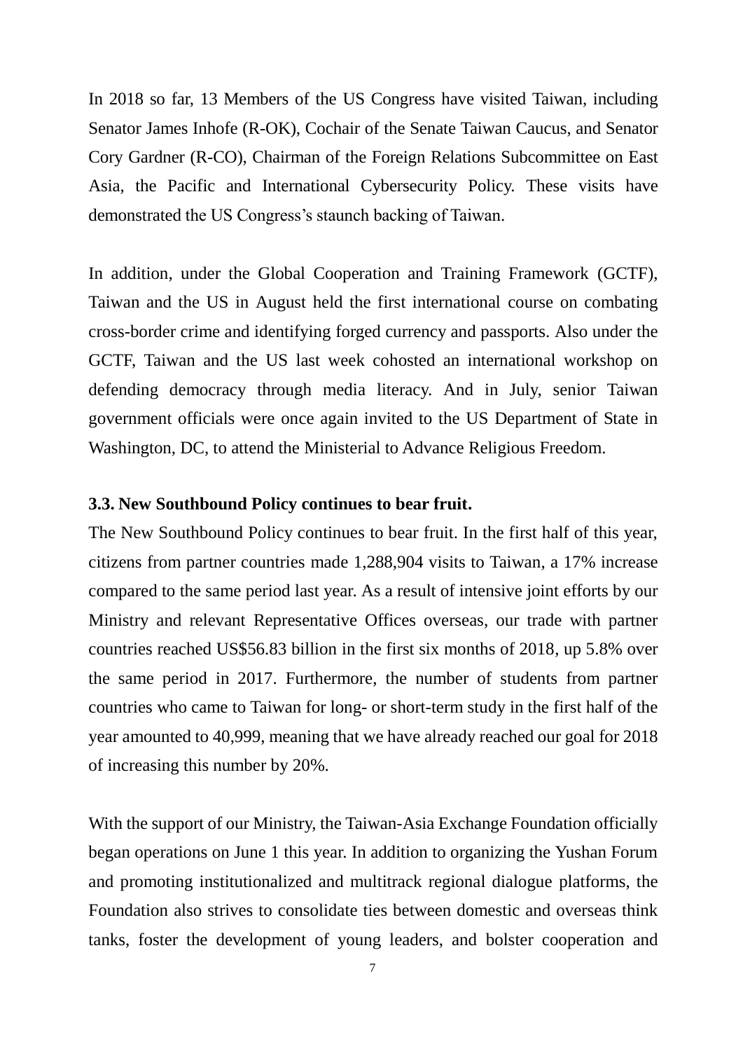In 2018 so far, 13 Members of the US Congress have visited Taiwan, including Senator James Inhofe (R-OK), Cochair of the Senate Taiwan Caucus, and Senator Cory Gardner (R-CO), Chairman of the Foreign Relations Subcommittee on East Asia, the Pacific and International Cybersecurity Policy. These visits have demonstrated the US Congress's staunch backing of Taiwan.

In addition, under the Global Cooperation and Training Framework (GCTF), Taiwan and the US in August held the first international course on combating cross-border crime and identifying forged currency and passports. Also under the GCTF, Taiwan and the US last week cohosted an international workshop on defending democracy through media literacy. And in July, senior Taiwan government officials were once again invited to the US Department of State in Washington, DC, to attend the Ministerial to Advance Religious Freedom.

### 3.3. New Southbound Policy continues to bear fruit.

The New Southbound Policy continues to bear fruit. In the first half of this year, citizens from partner countries made 1,288,904 visits to Taiwan, a 17% increase compared to the same period last year. As a result of intensive joint efforts by our Ministry and relevant Representative Offices overseas, our trade with partner countries reached US$56.83 billion in the first six months of 2018, up 5.8% over the same period in 2017. Furthermore, the number of students from partner countries who came to Taiwan for long- or short-term study in the first half of the year amounted to 40,999, meaning that we have already reached our goal for 2018 of increasing this number by 20%.

With the support of our Ministry, the Taiwan-Asia Exchange Foundation officially began operations on June 1 this year. In addition to organizing the Yushan Forum and promoting institutionalized and multitrack regional dialogue platforms, the Foundation also strives to consolidate ties between domestic and overseas think tanks, foster the development of young leaders, and bolster cooperation and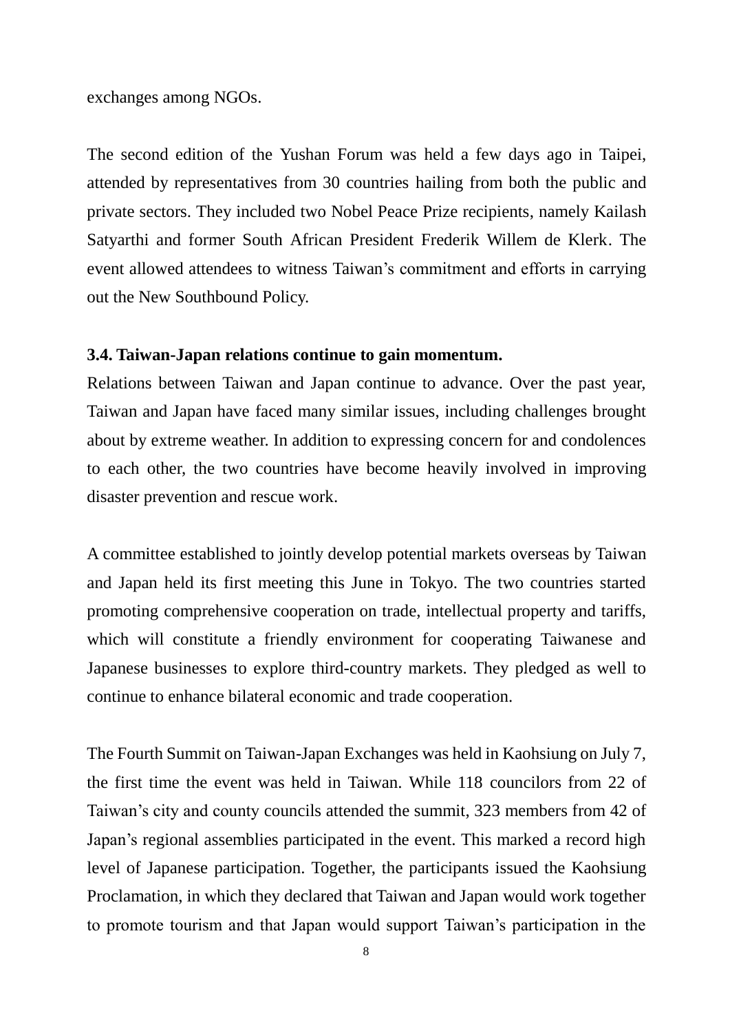exchanges among NGOs.

The second edition of the Yushan Forum was held a few days ago in Taipei, attended by representatives from 30 countries hailing from both the public and private sectors. They included two Nobel Peace Prize recipients, namely Kailash Satyarthi and former South African President Frederik Willem de Klerk. The event allowed attendees to witness Taiwan's commitment and efforts in carrying out the New Southbound Policy.

### 3.4. Taiwan-Japan relations continue to gain momentum.

Relations between Taiwan and Japan continue to advance. Over the past year, Taiwan and Japan have faced many similar issues, including challenges brought about by extreme weather. In addition to expressing concern for and condolences to each other, the two countries have become heavily involved in improving disaster prevention and rescue work.

A committee established to jointly develop potential markets overseas by Taiwan and Japan held its first meeting this June in Tokyo. The two countries started promoting comprehensive cooperation on trade, intellectual property and tariffs, which will constitute a friendly environment for cooperating Taiwanese and Japanese businesses to explore third-country markets. They pledged as well to continue to enhance bilateral economic and trade cooperation.

The Fourth Summit on Taiwan-Japan Exchanges was held in Kaohsiung on July 7, the first time the event was held in Taiwan. While 118 councilors from 22 of Taiwan's city and county councils attended the summit, 323 members from 42 of Japan's regional assemblies participated in the event. This marked a record high level of Japanese participation. Together, the participants issued the Kaohsiung Proclamation, in which they declared that Taiwan and Japan would work together to promote tourism and that Japan would support Taiwan's participation in the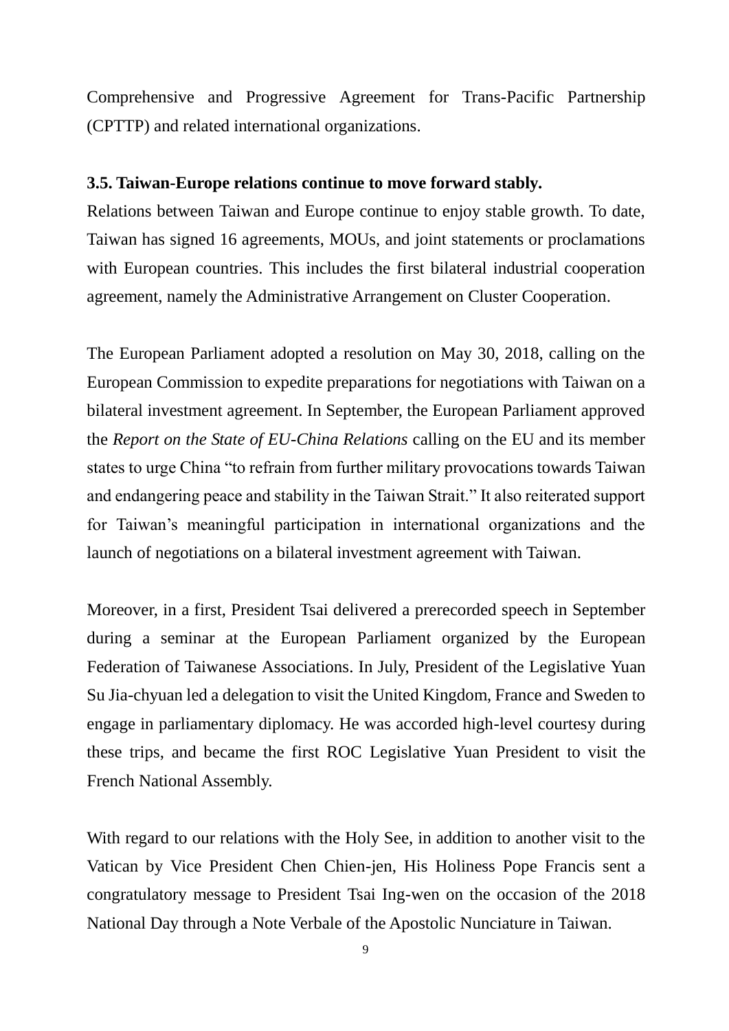Comprehensive and Progressive Agreement for Trans-Pacific Partnership (CPTTP) and related international organizations.

**3.5. Taiwan-Europe relations continue to move forward stably.**

Relations between Taiwan and Europe continue to enjoy stable growth. To date, Taiwan has signed 16 agreements, MOUs, and joint statements or proclamations with European countries. This includes the first bilateral industrial cooperation agreement, namely the Administrative Arrangement on Cluster Cooperation.

The European Parliament adopted a resolution on May 30, 2018, calling on the European Commission to expedite preparations for negotiations with Taiwan on a bilateral investment agreement. In September, the European Parliament approved the *Report on the State of EU-China Relations* calling on the EU and its member states to urge China "to refrain from further military provocations towards Taiwan and endangering peace and stability in the Taiwan Strait." It also reiterated support for Taiwan's meaningful participation in international organizations and the launch of negotiations on a bilateral investment agreement with Taiwan.

Moreover, in a first, President Tsai delivered a prerecorded speech in September during a seminar at the European Parliament organized by the European Federation of Taiwanese Associations. In July, President of the Legislative Yuan Su Jia-chyuan led a delegation to visit the United Kingdom, France and Sweden to engage in parliamentary diplomacy. He was accorded high-level courtesy during these trips, and became the first ROC Legislative Yuan President to visit the French National Assembly.

With regard to our relations with the Holy See, in addition to another visit to the Vatican by Vice President Chen Chien-jen, His Holiness Pope Francis sent a congratulatory message to President Tsai Ing-wen on the occasion of the 2018 National Day through a Note Verbale of the Apostolic Nunciature in Taiwan.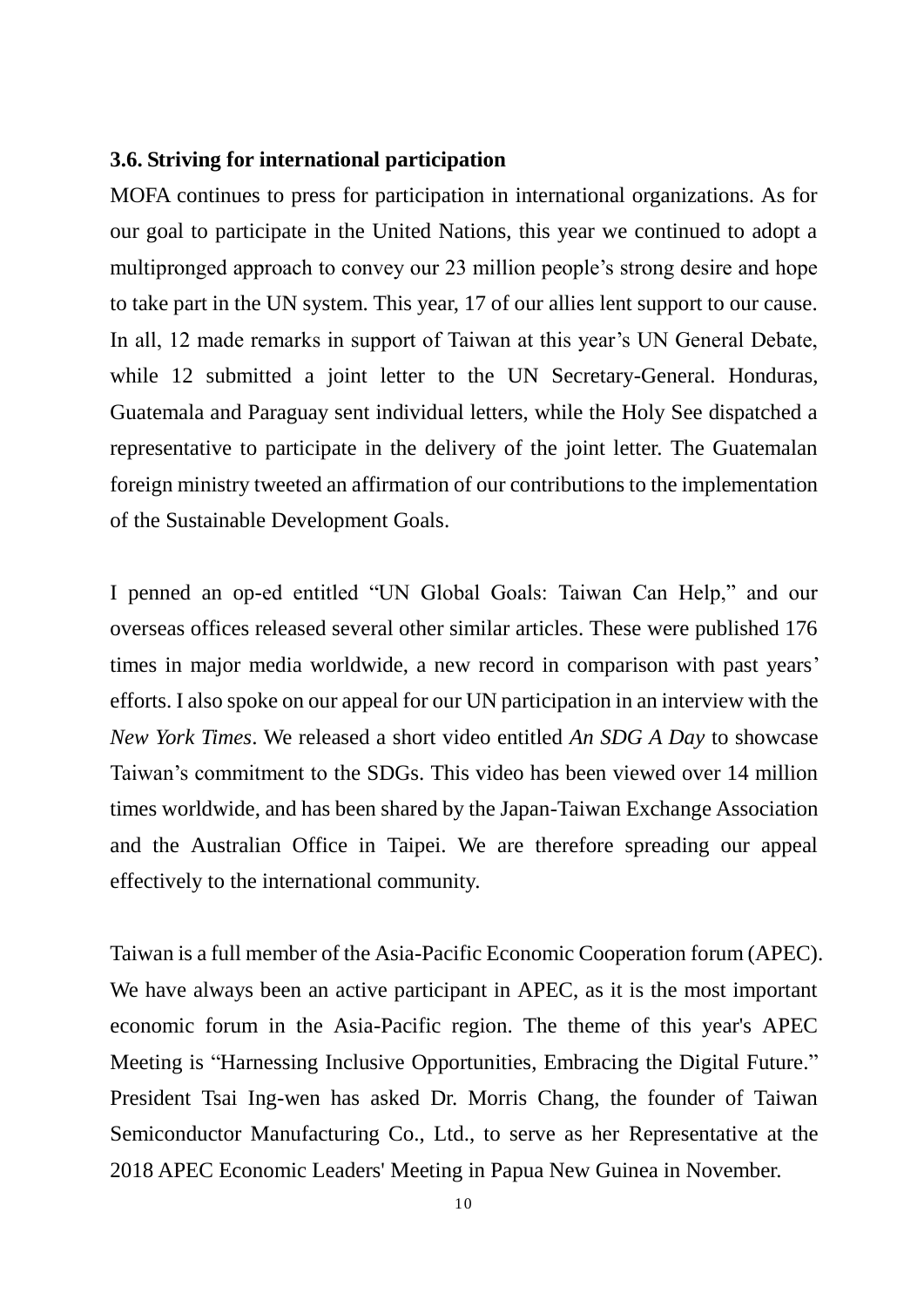### 3.6. Striving for international participation

MOFA continues to press for participation in international organizations. As for our goal to participate in the United Nations, this year we continued to adopt a multipronged approach to convey our 23 million people's strong desire and hope to take part in the UN system. This year, 17 of our allies lent support to our cause. In all, 12 made remarks in support of Taiwan at this year's UN General Debate, while 12 submitted a joint letter to the UN Secretary-General. Honduras, Guatemala and Paraguay sent individual letters, while the Holy See dispatched a representative to participate in the delivery of the joint letter. The Guatemalan foreign ministry tweeted an affirmation of our contributions to the implementation of the Sustainable Development Goals.

I penned an op-ed entitled "UN Global Goals: Taiwan Can Help," and our overseas offices released several other similar articles. These were published 176 times in major media worldwide, a new record in comparison with past years' efforts. I also spoke on our appeal for our UN participation in an interview with the *New York Times*. We released a short video entitled *An SDG A Day* to showcase Taiwan's commitment to the SDGs. This video has been viewed over 14 million times worldwide, and has been shared by the Japan-Taiwan Exchange Association and the Australian Office in Taipei. We are therefore spreading our appeal effectively to the international community.

Taiwan is a full member of the Asia-Pacific Economic Cooperation forum (APEC). We have always been an active participant in APEC, as it is the most important economic forum in the Asia-Pacific region. The theme of this year's APEC Meeting is "Harnessing Inclusive Opportunities, Embracing the Digital Future." President Tsai Ing-wen has asked Dr. Morris Chang, the founder of Taiwan Semiconductor Manufacturing Co., Ltd., to serve as her Representative at the 2018 APEC Economic Leaders' Meeting in Papua New Guinea in November.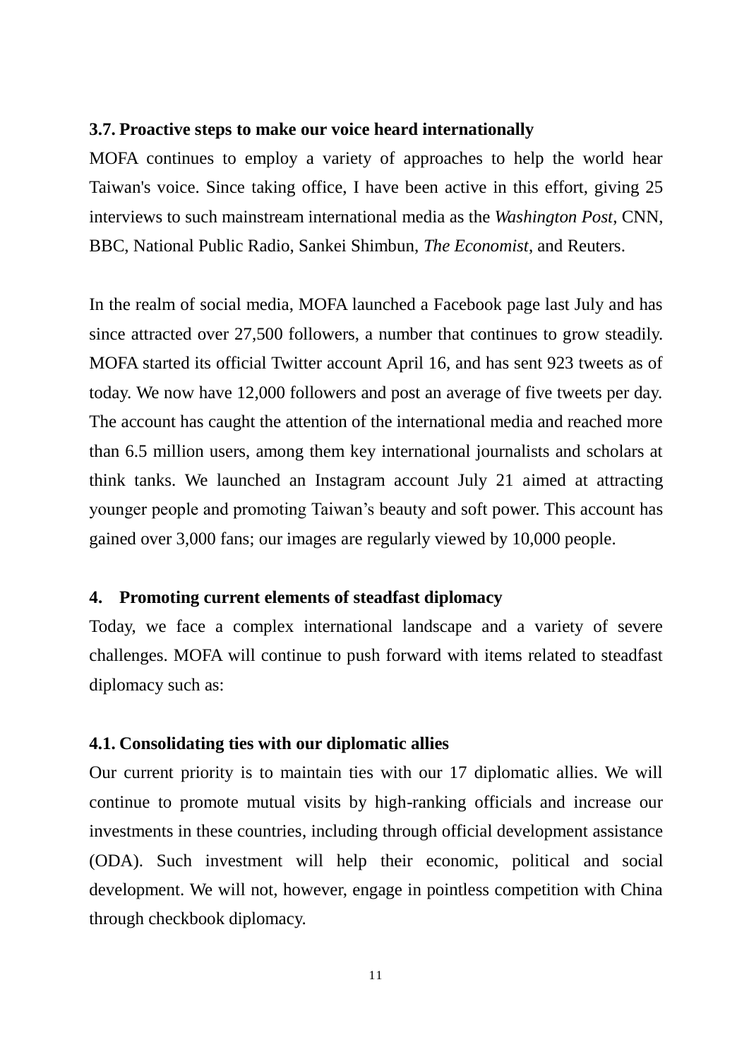### 3.7. Proactive steps to make our voice heard internationally

MOFA continues to employ a variety of approaches to help the world hear Taiwan's voice. Since taking office, I have been active in this effort, giving 25 interviews to such mainstream international media as the *Washington Post*, CNN, BBC, National Public Radio, Sankei Shimbun, *The Economist*, and Reuters.

In the realm of social media, MOFA launched a Facebook page last July and has since attracted over 27,500 followers, a number that continues to grow steadily. MOFA started its official Twitter account April 16, and has sent 923 tweets as of today. We now have 12,000 followers and post an average of five tweets per day. The account has caught the attention of the international media and reached more than 6.5 million users, among them key international journalists and scholars at think tanks. We launched an Instagram account July 21 aimed at attracting younger people and promoting Taiwan's beauty and soft power. This account has gained over 3,000 fans; our images are regularly viewed by 10,000 people.

## 4. Promoting current elements of steadfast diplomacy

Today, we face a complex international landscape and a variety of severe challenges. MOFA will continue to push forward with items related to steadfast diplomacy such as:

### 4.1. Consolidating ties with our diplomatic allies

Our current priority is to maintain ties with our 17 diplomatic allies. We will continue to promote mutual visits by high-ranking officials and increase our investments in these countries, including through official development assistance (ODA). Such investment will help their economic, political and social development. We will not, however, engage in pointless competition with China through checkbook diplomacy.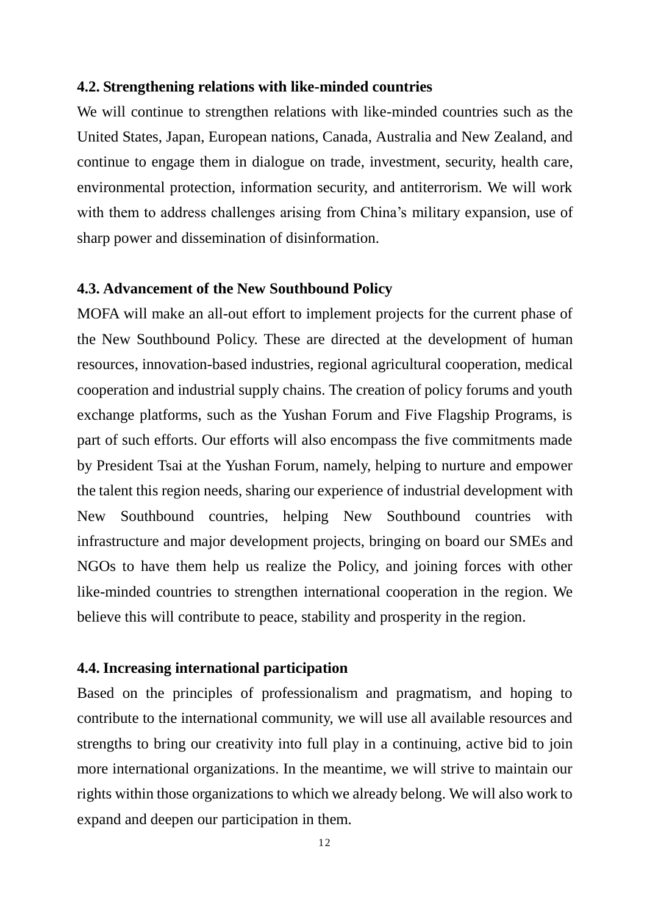### 4.2. Strengthening relations with like-minded countries

We will continue to strengthen relations with like-minded countries such as the United States, Japan, European nations, Canada, Australia and New Zealand, and continue to engage them in dialogue on trade, investment, security, health care, environmental protection, information security, and antiterrorism. We will work with them to address challenges arising from China's military expansion, use of sharp power and dissemination of disinformation.

### 4.3. Advancement of the New Southbound Policy

MOFA will make an all-out effort to implement projects for the current phase of the New Southbound Policy. These are directed at the development of human resources, innovation-based industries, regional agricultural cooperation, medical cooperation and industrial supply chains. The creation of policy forums and youth exchange platforms, such as the Yushan Forum and Five Flagship Programs, is part of such efforts. Our efforts will also encompass the five commitments made by President Tsai at the Yushan Forum, namely, helping to nurture and empower the talent this region needs, sharing our experience of industrial development with New Southbound countries, helping New Southbound countries with infrastructure and major development projects, bringing on board our SMEs and NGOs to have them help us realize the Policy, and joining forces with other like-minded countries to strengthen international cooperation in the region. We believe this will contribute to peace, stability and prosperity in the region.

### 4.4. Increasing international participation

Based on the principles of professionalism and pragmatism, and hoping to contribute to the international community, we will use all available resources and strengths to bring our creativity into full play in a continuing, active bid to join more international organizations. In the meantime, we will strive to maintain our rights within those organizations to which we already belong. We will also work to expand and deepen our participation in them.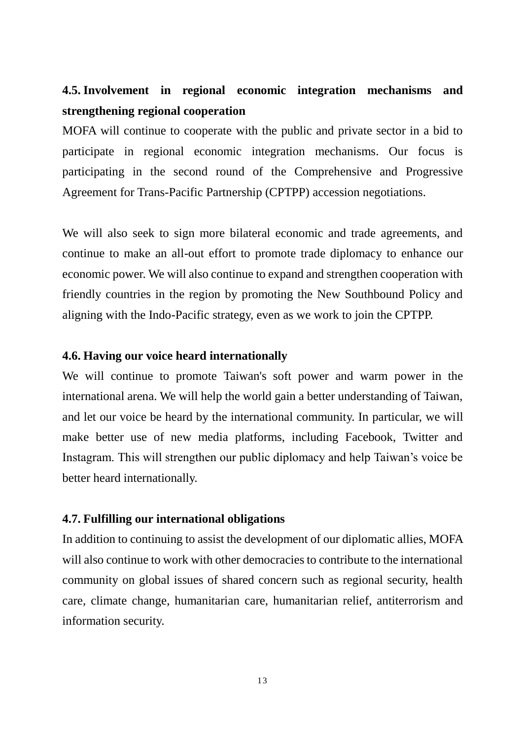### 4.5. Involvement in regional economic integration mechanisms and strengthening regional cooperation

MOFA will continue to cooperate with the public and private sector in a bid to participate in regional economic integration mechanisms. Our focus is participating in the second round of the Comprehensive and Progressive Agreement for Trans-Pacific Partnership (CPTPP) accession negotiations.

We will also seek to sign more bilateral economic and trade agreements, and continue to make an all-out effort to promote trade diplomacy to enhance our economic power. We will also continue to expand and strengthen cooperation with friendly countries in the region by promoting the New Southbound Policy and aligning with the Indo-Pacific strategy, even as we work to join the CPTPP.

### 4.6. Having our voice heard internationally

We will continue to promote Taiwan's soft power and warm power in the international arena. We will help the world gain a better understanding of Taiwan, and let our voice be heard by the international community. In particular, we will make better use of new media platforms, including Facebook, Twitter and Instagram. This will strengthen our public diplomacy and help Taiwan’s voice be better heard internationally.

### 4.7. Fulfilling our international obligations

In addition to continuing to assist the development of our diplomatic allies, MOFA will also continue to work with other democracies to contribute to the international community on global issues of shared concern such as regional security, health care, climate change, humanitarian care, humanitarian relief, antiterrorism and information security.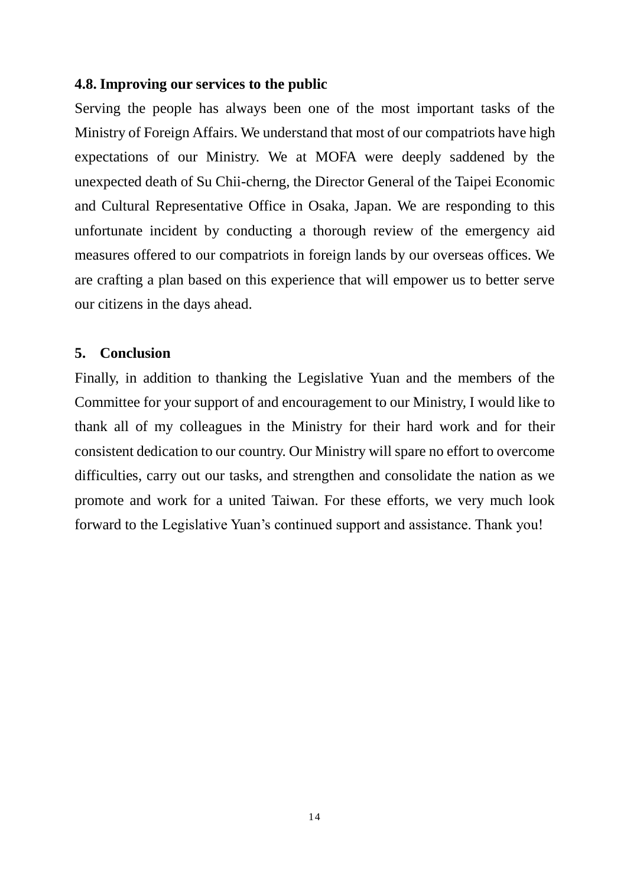### 4.8. Improving our services to the public

Serving the people has always been one of the most important tasks of the Ministry of Foreign Affairs. We understand that most of our compatriots have high expectations of our Ministry. We at MOFA were deeply saddened by the unexpected death of Su Chii-cherng, the Director General of the Taipei Economic and Cultural Representative Office in Osaka, Japan. We are responding to this unfortunate incident by conducting a thorough review of the emergency aid measures offered to our compatriots in foreign lands by our overseas offices. We are crafting a plan based on this experience that will empower us to better serve our citizens in the days ahead.

## 5. Conclusion

Finally, in addition to thanking the Legislative Yuan and the members of the Committee for your support of and encouragement to our Ministry, I would like to thank all of my colleagues in the Ministry for their hard work and for their consistent dedication to our country. Our Ministry will spare no effort to overcome difficulties, carry out our tasks, and strengthen and consolidate the nation as we promote and work for a united Taiwan. For these efforts, we very much look forward to the Legislative Yuan's continued support and assistance. Thank you!